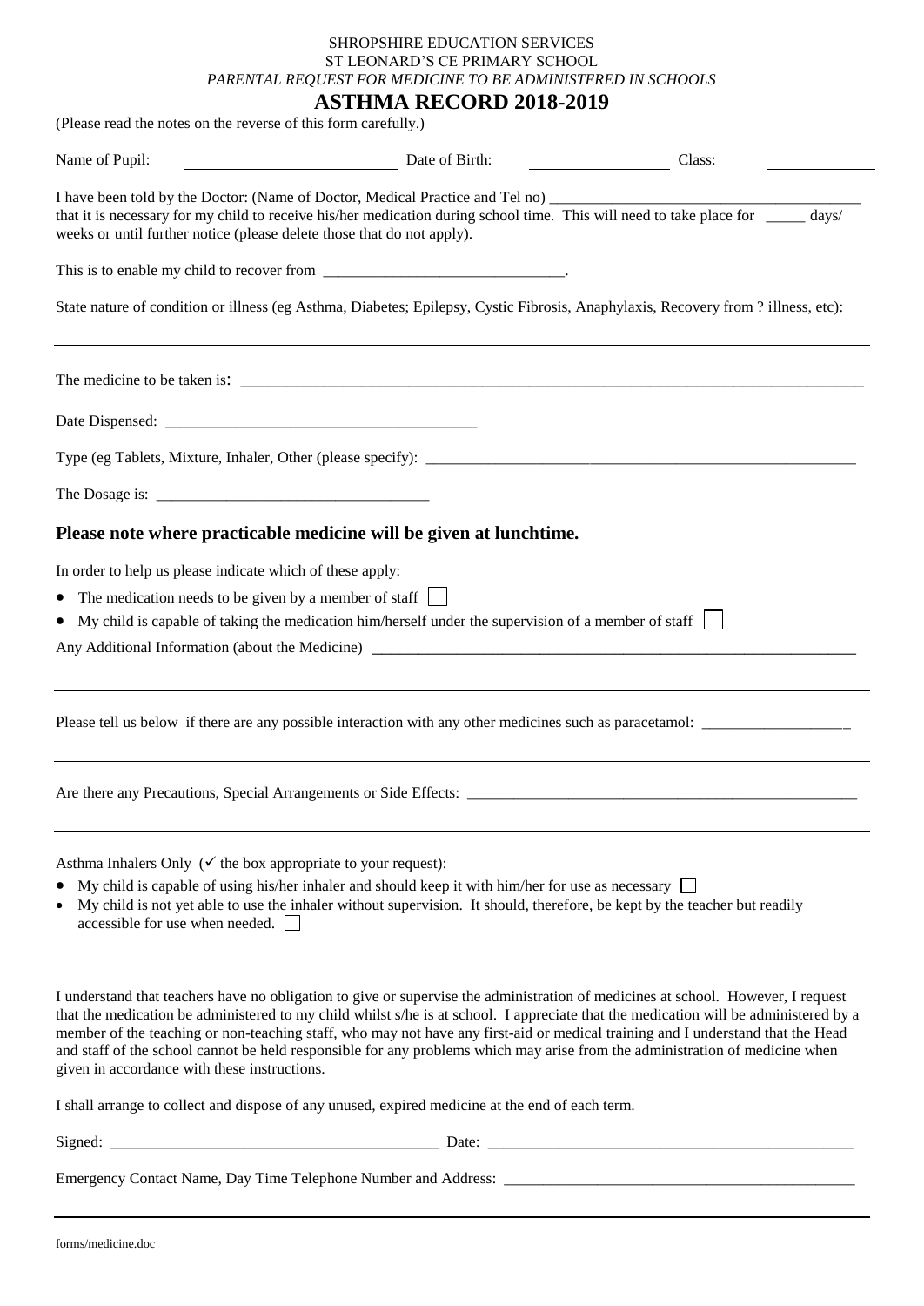SHROPSHIRE EDUCATION SERVICES
ST LEONARD'S CE PRIMARY SCHOOL
*PARENTAL REQUEST FOR MEDICINE TO BE ADMINISTERED IN SCHOOLS*

# ASTHMA RECORD 2018-2019

(Please read the notes on the reverse of this form carefully.)

Name of Pupil: ____________________ Date of Birth: ______________ Class: __________

I have been told by the Doctor: (Name of Doctor, Medical Practice and Tel no) ________________________________ that it is necessary for my child to receive his/her medication during school time. This will need to take place for _____ days/ weeks or until further notice (please delete those that do not apply).

This is to enable my child to recover from ______________________________.

State nature of condition or illness (eg Asthma, Diabetes; Epilepsy, Cystic Fibrosis, Anaphylaxis, Recovery from ? illness, etc):

___

The medicine to be taken is: ________________________________________________

Date Dispensed: ______________________________________

Type (eg Tablets, Mixture, Inhaler, Other (please specify): ________________________________

The Dosage is: __________________________________

## Please note where practicable medicine will be given at lunchtime.

In order to help us please indicate which of these apply:

- The medication needs to be given by a member of staff ☐
- My child is capable of taking the medication him/herself under the supervision of a member of staff ☐

Any Additional Information (about the Medicine) ________________________________

___

Please tell us below if there are any possible interaction with any other medicines such as paracetamol: __________________

___

Are there any Precautions, Special Arrangements or Side Effects: ________________________________

___

Asthma Inhalers Only (✓ the box appropriate to your request):

- My child is capable of using his/her inhaler and should keep it with him/her for use as necessary ☐
- My child is not yet able to use the inhaler without supervision. It should, therefore, be kept by the teacher but readily accessible for use when needed. ☐

I understand that teachers have no obligation to give or supervise the administration of medicines at school. However, I request that the medication be administered to my child whilst s/he is at school. I appreciate that the medication will be administered by a member of the teaching or non-teaching staff, who may not have any first-aid or medical training and I understand that the Head and staff of the school cannot be held responsible for any problems which may arise from the administration of medicine when given in accordance with these instructions.

I shall arrange to collect and dispose of any unused, expired medicine at the end of each term.

Signed: ________________________________ Date: ________________________________

Emergency Contact Name, Day Time Telephone Number and Address: ________________________________

___

forms/medicine.doc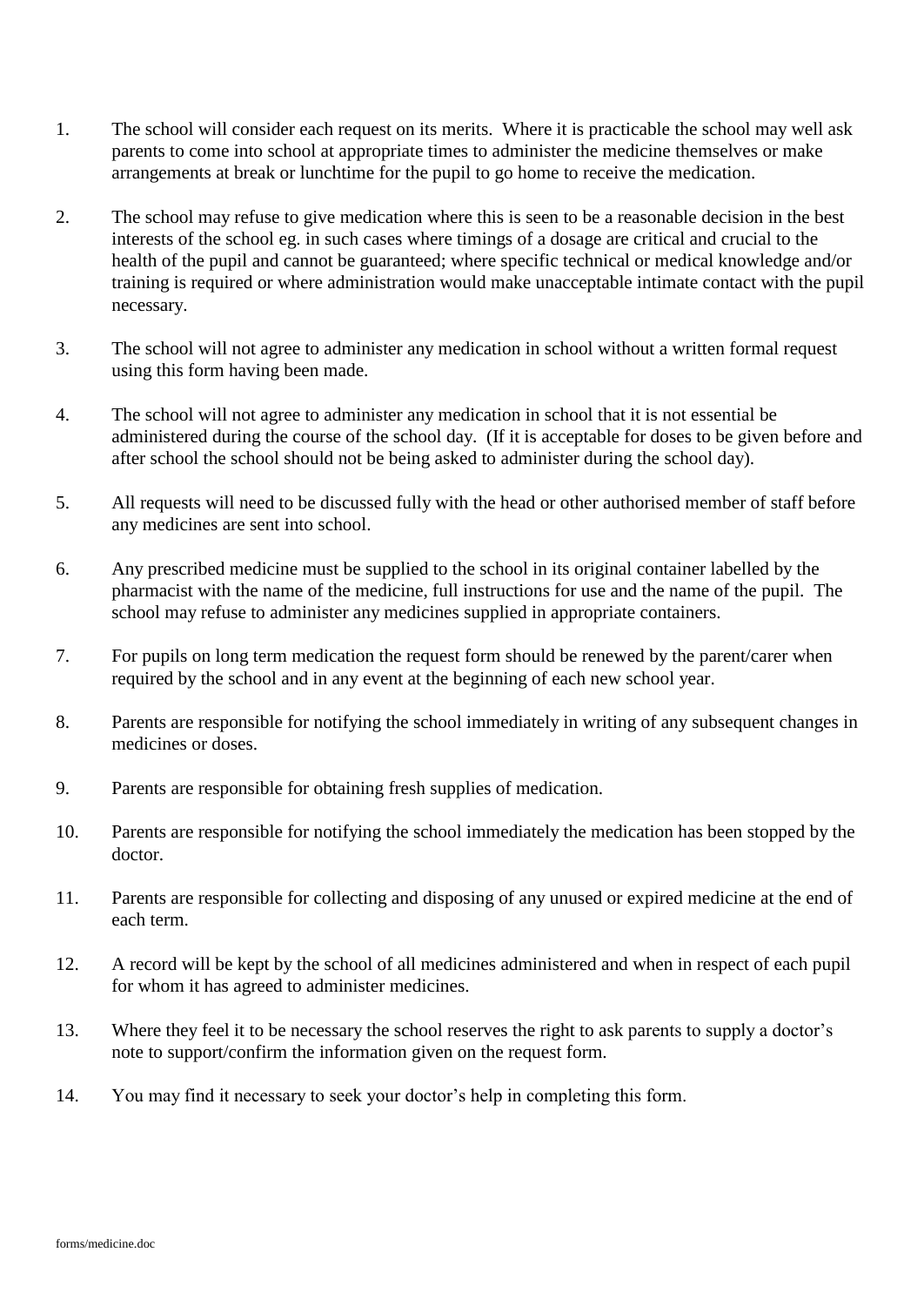1. The school will consider each request on its merits. Where it is practicable the school may well ask parents to come into school at appropriate times to administer the medicine themselves or make arrangements at break or lunchtime for the pupil to go home to receive the medication.

2. The school may refuse to give medication where this is seen to be a reasonable decision in the best interests of the school eg. in such cases where timings of a dosage are critical and crucial to the health of the pupil and cannot be guaranteed; where specific technical or medical knowledge and/or training is required or where administration would make unacceptable intimate contact with the pupil necessary.

3. The school will not agree to administer any medication in school without a written formal request using this form having been made.

4. The school will not agree to administer any medication in school that it is not essential be administered during the course of the school day. (If it is acceptable for doses to be given before and after school the school should not be being asked to administer during the school day).

5. All requests will need to be discussed fully with the head or other authorised member of staff before any medicines are sent into school.

6. Any prescribed medicine must be supplied to the school in its original container labelled by the pharmacist with the name of the medicine, full instructions for use and the name of the pupil. The school may refuse to administer any medicines supplied in appropriate containers.

7. For pupils on long term medication the request form should be renewed by the parent/carer when required by the school and in any event at the beginning of each new school year.

8. Parents are responsible for notifying the school immediately in writing of any subsequent changes in medicines or doses.

9. Parents are responsible for obtaining fresh supplies of medication.

10. Parents are responsible for notifying the school immediately the medication has been stopped by the doctor.

11. Parents are responsible for collecting and disposing of any unused or expired medicine at the end of each term.

12. A record will be kept by the school of all medicines administered and when in respect of each pupil for whom it has agreed to administer medicines.

13. Where they feel it to be necessary the school reserves the right to ask parents to supply a doctor's note to support/confirm the information given on the request form.

14. You may find it necessary to seek your doctor's help in completing this form.

forms/medicine.doc